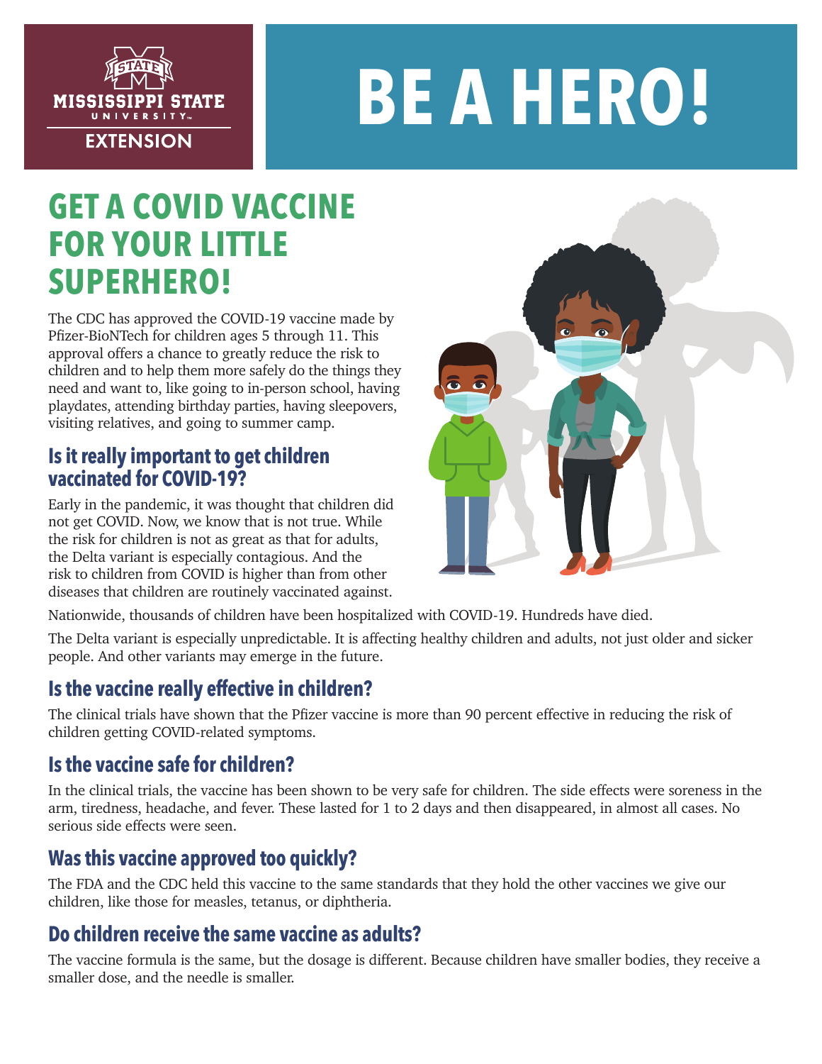MISSISSIPPI STATE UNIVERSITY EXTENSION

# BE A HERO!

## GET A COVID VACCINE FOR YOUR LITTLE SUPERHERO!

The CDC has approved the COVID-19 vaccine made by Pfizer-BioNTech for children ages 5 through 11. This approval offers a chance to greatly reduce the risk to children and to help them more safely do the things they need and want to, like going to in-person school, having playdates, attending birthday parties, having sleepovers, visiting relatives, and going to summer camp.

### Is it really important to get children vaccinated for COVID-19?

Early in the pandemic, it was thought that children did not get COVID. Now, we know that is not true. While the risk for children is not as great as that for adults, the Delta variant is especially contagious. And the risk to children from COVID is higher than from other diseases that children are routinely vaccinated against.

Nationwide, thousands of children have been hospitalized with COVID-19. Hundreds have died.

The Delta variant is especially unpredictable. It is affecting healthy children and adults, not just older and sicker people. And other variants may emerge in the future.

### Is the vaccine really effective in children?

The clinical trials have shown that the Pfizer vaccine is more than 90 percent effective in reducing the risk of children getting COVID-related symptoms.

### Is the vaccine safe for children?

In the clinical trials, the vaccine has been shown to be very safe for children. The side effects were soreness in the arm, tiredness, headache, and fever. These lasted for 1 to 2 days and then disappeared, in almost all cases. No serious side effects were seen.

### Was this vaccine approved too quickly?

The FDA and the CDC held this vaccine to the same standards that they hold the other vaccines we give our children, like those for measles, tetanus, or diphtheria.

### Do children receive the same vaccine as adults?

The vaccine formula is the same, but the dosage is different. Because children have smaller bodies, they receive a smaller dose, and the needle is smaller.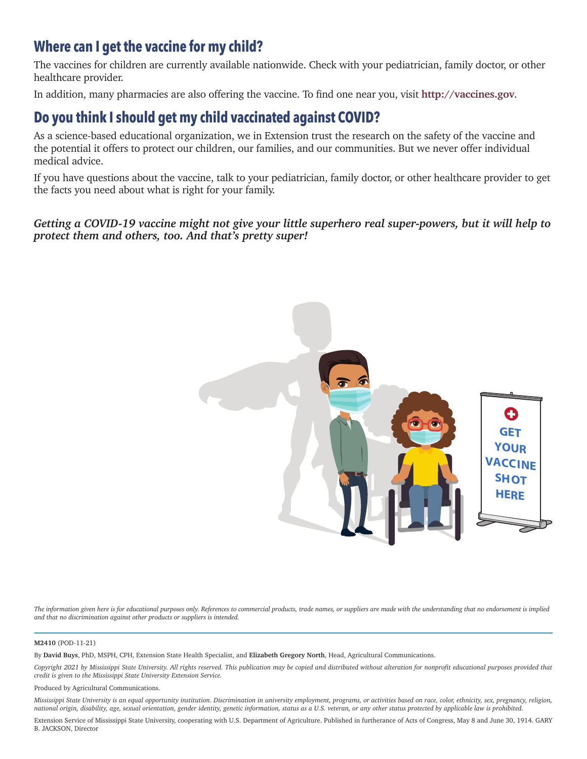## Where can I get the vaccine for my child?

The vaccines for children are currently available nationwide. Check with your pediatrician, family doctor, or other healthcare provider.

In addition, many pharmacies are also offering the vaccine. To find one near you, visit **http://vaccines.gov**.

## Do you think I should get my child vaccinated against COVID?

As a science-based educational organization, we in Extension trust the research on the safety of the vaccine and the potential it offers to protect our children, our families, and our communities. But we never offer individual medical advice.

If you have questions about the vaccine, talk to your pediatrician, family doctor, or other healthcare provider to get the facts you need about what is right for your family.

***Getting a COVID-19 vaccine might not give your little superhero real super-powers, but it will help to protect them and others, too. And that's pretty super!***

*The information given here is for educational purposes only. References to commercial products, trade names, or suppliers are made with the understanding that no endorsement is implied and that no discrimination against other products or suppliers is intended.*

---

**M2410** (POD-11-21)

By **David Buys**, PhD, MSPH, CPH, Extension State Health Specialist, and **Elizabeth Gregory North**, Head, Agricultural Communications.

*Copyright 2021 by Mississippi State University. All rights reserved. This publication may be copied and distributed without alteration for nonprofit educational purposes provided that credit is given to the Mississippi State University Extension Service.*

Produced by Agricultural Communications.

*Mississippi State University is an equal opportunity institution. Discrimination in university employment, programs, or activities based on race, color, ethnicity, sex, pregnancy, religion, national origin, disability, age, sexual orientation, gender identity, genetic information, status as a U.S. veteran, or any other status protected by applicable law is prohibited.*

Extension Service of Mississippi State University, cooperating with U.S. Department of Agriculture. Published in furtherance of Acts of Congress, May 8 and June 30, 1914. GARY B. JACKSON, Director